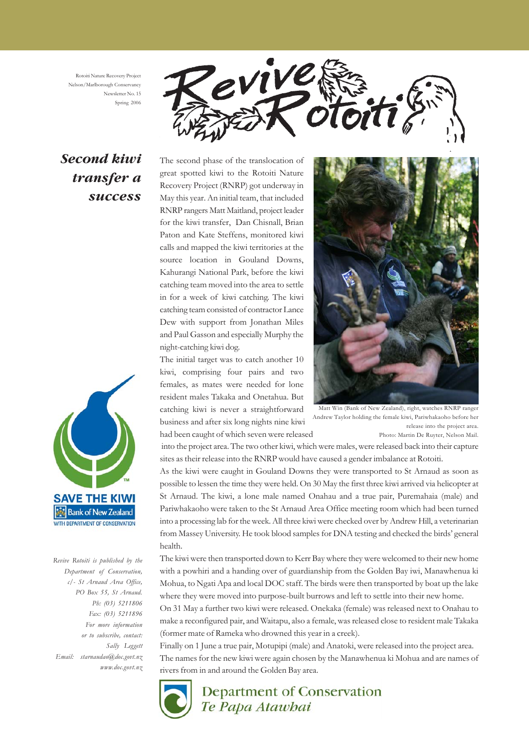Rotoiti Nature Recovery Project
Nelson/Marlborough Conservancy
Newsletter No. 15
Spring 2006

# Revive Rotoiti

## Second kiwi transfer a success

The second phase of the translocation of great spotted kiwi to the Rotoiti Nature Recovery Project (RNRP) got underway in May this year. An initial team, that included RNRP rangers Matt Maitland, project leader for the kiwi transfer, Dan Chisnall, Brian Paton and Kate Steffens, monitored kiwi calls and mapped the kiwi territories at the source location in Gouland Downs, Kahurangi National Park, before the kiwi catching team moved into the area to settle in for a week of kiwi catching. The kiwi catching team consisted of contractor Lance Dew with support from Jonathan Miles and Paul Gasson and especially Murphy the night-catching kiwi dog.

The initial target was to catch another 10 kiwi, comprising four pairs and two females, as mates were needed for lone resident males Takaka and Onetahua. But catching kiwi is never a straightforward business and after six long nights nine kiwi had been caught of which seven were released into the project area. The two other kiwi, which were males, were released back into their capture sites as their release into the RNRP would have caused a gender imbalance at Rotoiti.

Matt Win (Bank of New Zealand), right, watches RNRP ranger Andrew Taylor holding the female kiwi, Pariwhakaoho before her release into the project area. Photo: Martin De Ruyter, Nelson Mail.

As the kiwi were caught in Gouland Downs they were transported to St Arnaud as soon as possible to lessen the time they were held. On 30 May the first three kiwi arrived via helicopter at St Arnaud. The kiwi, a lone male named Onahau and a true pair, Puremahaia (male) and Pariwhakaoho were taken to the St Arnaud Area Office meeting room which had been turned into a processing lab for the week. All three kiwi were checked over by Andrew Hill, a veterinarian from Massey University. He took blood samples for DNA testing and checked the birds' general health.

The kiwi were then transported down to Kerr Bay where they were welcomed to their new home with a powhiri and a handing over of guardianship from the Golden Bay iwi, Manawhenua ki Mohua, to Ngati Apa and local DOC staff. The birds were then transported by boat up the lake where they were moved into purpose-built burrows and left to settle into their new home.

On 31 May a further two kiwi were released. Onekaka (female) was released next to Onahau to make a reconfigured pair, and Waitapu, also a female, was released close to resident male Takaka (former mate of Rameka who drowned this year in a creek).

Finally on 1 June a true pair, Motupipi (male) and Anatoki, were released into the project area.

The names for the new kiwi were again chosen by the Manawhenua ki Mohua and are names of rivers from in and around the Golden Bay area.

SAVE THE KIWI
Bank of New Zealand
WITH DEPARTMENT OF CONSERVATION

*Revive Rotoiti is published by the Department of Conservation, c/- St Arnaud Area Office, PO Box 55, St Arnaud. Ph: (03) 5211806 Fax: (03) 5211896 For more information or to subscribe, contact: Sally Leggett Email: starnaudao@doc.govt.nz www.doc.govt.nz*

Department of Conservation
*Te Papa Atawhai*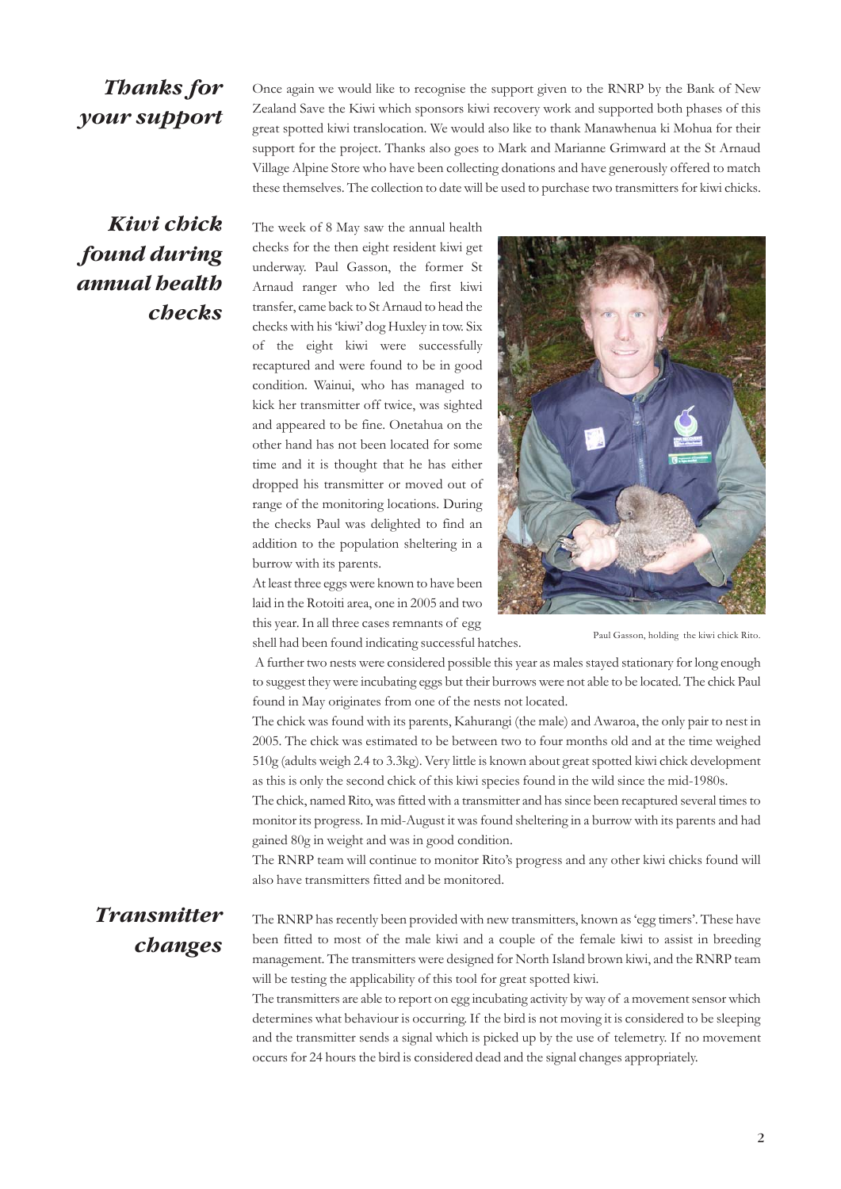## Thanks for your support

Once again we would like to recognise the support given to the RNRP by the Bank of New Zealand Save the Kiwi which sponsors kiwi recovery work and supported both phases of this great spotted kiwi translocation. We would also like to thank Manawhenua ki Mohua for their support for the project. Thanks also goes to Mark and Marianne Grimward at the St Arnaud Village Alpine Store who have been collecting donations and have generously offered to match these themselves. The collection to date will be used to purchase two transmitters for kiwi chicks.

## Kiwi chick found during annual health checks

The week of 8 May saw the annual health checks for the then eight resident kiwi get underway. Paul Gasson, the former St Arnaud ranger who led the first kiwi transfer, came back to St Arnaud to head the checks with his 'kiwi' dog Huxley in tow. Six of the eight kiwi were successfully recaptured and were found to be in good condition. Wainui, who has managed to kick her transmitter off twice, was sighted and appeared to be fine. Onetahua on the other hand has not been located for some time and it is thought that he has either dropped his transmitter or moved out of range of the monitoring locations. During the checks Paul was delighted to find an addition to the population sheltering in a burrow with its parents.

At least three eggs were known to have been laid in the Rotoiti area, one in 2005 and two this year. In all three cases remnants of egg shell had been found indicating successful hatches.

Paul Gasson, holding the kiwi chick Rito.

A further two nests were considered possible this year as males stayed stationary for long enough to suggest they were incubating eggs but their burrows were not able to be located. The chick Paul found in May originates from one of the nests not located.

The chick was found with its parents, Kahurangi (the male) and Awaroa, the only pair to nest in 2005. The chick was estimated to be between two to four months old and at the time weighed 510g (adults weigh 2.4 to 3.3kg). Very little is known about great spotted kiwi chick development as this is only the second chick of this kiwi species found in the wild since the mid-1980s.

The chick, named Rito, was fitted with a transmitter and has since been recaptured several times to monitor its progress. In mid-August it was found sheltering in a burrow with its parents and had gained 80g in weight and was in good condition.

The RNRP team will continue to monitor Rito's progress and any other kiwi chicks found will also have transmitters fitted and be monitored.

## Transmitter changes

The RNRP has recently been provided with new transmitters, known as 'egg timers'. These have been fitted to most of the male kiwi and a couple of the female kiwi to assist in breeding management. The transmitters were designed for North Island brown kiwi, and the RNRP team will be testing the applicability of this tool for great spotted kiwi.

The transmitters are able to report on egg incubating activity by way of a movement sensor which determines what behaviour is occurring. If the bird is not moving it is considered to be sleeping and the transmitter sends a signal which is picked up by the use of telemetry. If no movement occurs for 24 hours the bird is considered dead and the signal changes appropriately.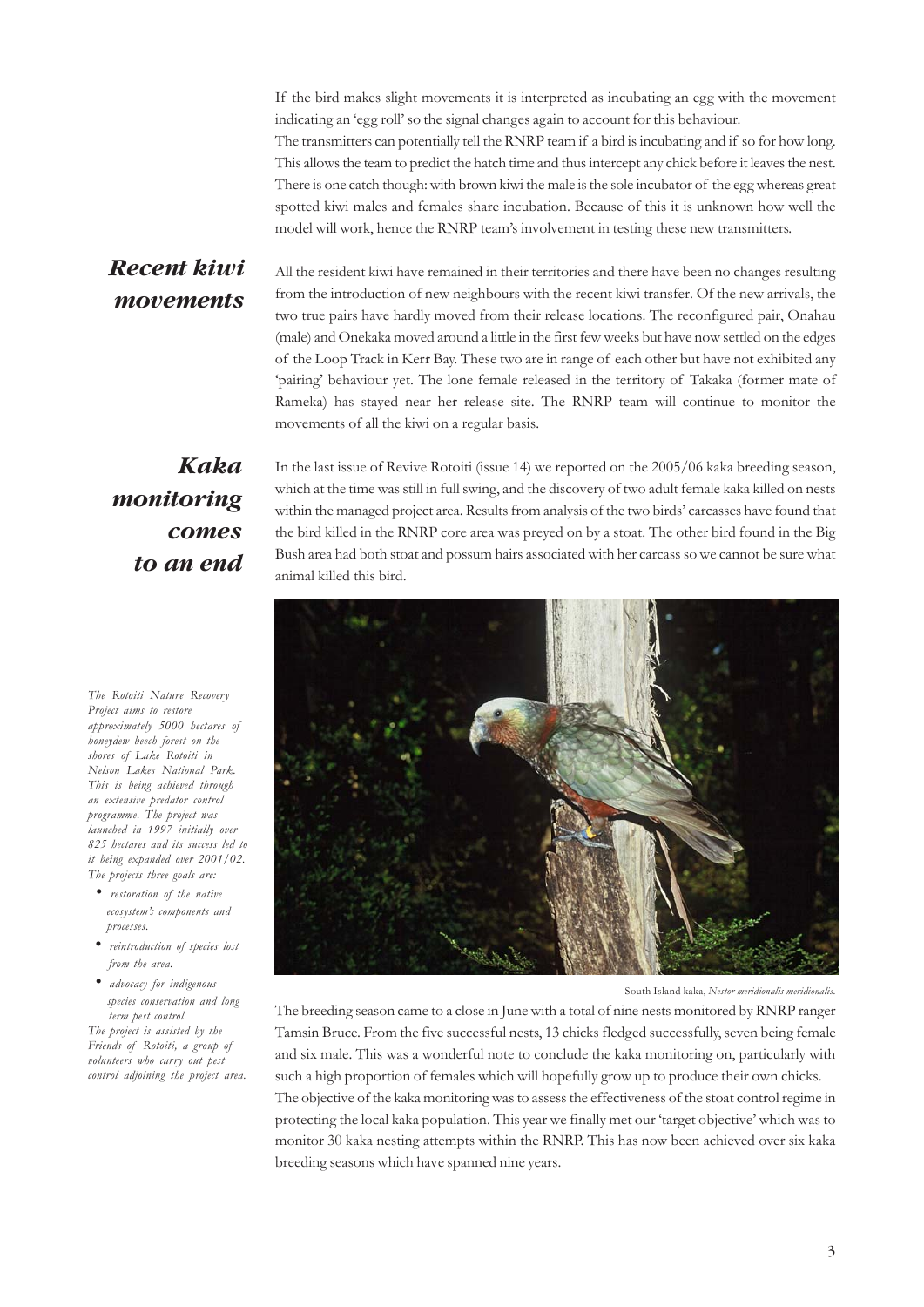If the bird makes slight movements it is interpreted as incubating an egg with the movement indicating an 'egg roll' so the signal changes again to account for this behaviour.

The transmitters can potentially tell the RNRP team if a bird is incubating and if so for how long. This allows the team to predict the hatch time and thus intercept any chick before it leaves the nest. There is one catch though: with brown kiwi the male is the sole incubator of the egg whereas great spotted kiwi males and females share incubation. Because of this it is unknown how well the model will work, hence the RNRP team's involvement in testing these new transmitters.

## *Recent kiwi movements*

All the resident kiwi have remained in their territories and there have been no changes resulting from the introduction of new neighbours with the recent kiwi transfer. Of the new arrivals, the two true pairs have hardly moved from their release locations. The reconfigured pair, Onahau (male) and Onekaka moved around a little in the first few weeks but have now settled on the edges of the Loop Track in Kerr Bay. These two are in range of each other but have not exhibited any 'pairing' behaviour yet. The lone female released in the territory of Takaka (former mate of Rameka) has stayed near her release site. The RNRP team will continue to monitor the movements of all the kiwi on a regular basis.

## *Kaka monitoring comes to an end*

In the last issue of Revive Rotoiti (issue 14) we reported on the 2005/06 kaka breeding season, which at the time was still in full swing, and the discovery of two adult female kaka killed on nests within the managed project area. Results from analysis of the two birds' carcasses have found that the bird killed in the RNRP core area was preyed on by a stoat. The other bird found in the Big Bush area had both stoat and possum hairs associated with her carcass so we cannot be sure what animal killed this bird.

South Island kaka, *Nestor meridionalis meridionalis.*

The breeding season came to a close in June with a total of nine nests monitored by RNRP ranger Tamsin Bruce. From the five successful nests, 13 chicks fledged successfully, seven being female and six male. This was a wonderful note to conclude the kaka monitoring on, particularly with such a high proportion of females which will hopefully grow up to produce their own chicks.

The objective of the kaka monitoring was to assess the effectiveness of the stoat control regime in protecting the local kaka population. This year we finally met our 'target objective' which was to monitor 30 kaka nesting attempts within the RNRP. This has now been achieved over six kaka breeding seasons which have spanned nine years.

*The Rotoiti Nature Recovery Project aims to restore approximately 5000 hectares of honeydew beech forest on the shores of Lake Rotoiti in Nelson Lakes National Park. This is being achieved through an extensive predator control programme. The project was launched in 1997 initially over 825 hectares and its success led to it being expanded over 2001/02. The projects three goals are:*

- *restoration of the native ecosystem's components and processes.*
- *reintroduction of species lost from the area.*
- *advocacy for indigenous species conservation and long term pest control.*

*The project is assisted by the Friends of Rotoiti, a group of volunteers who carry out pest control adjoining the project area.*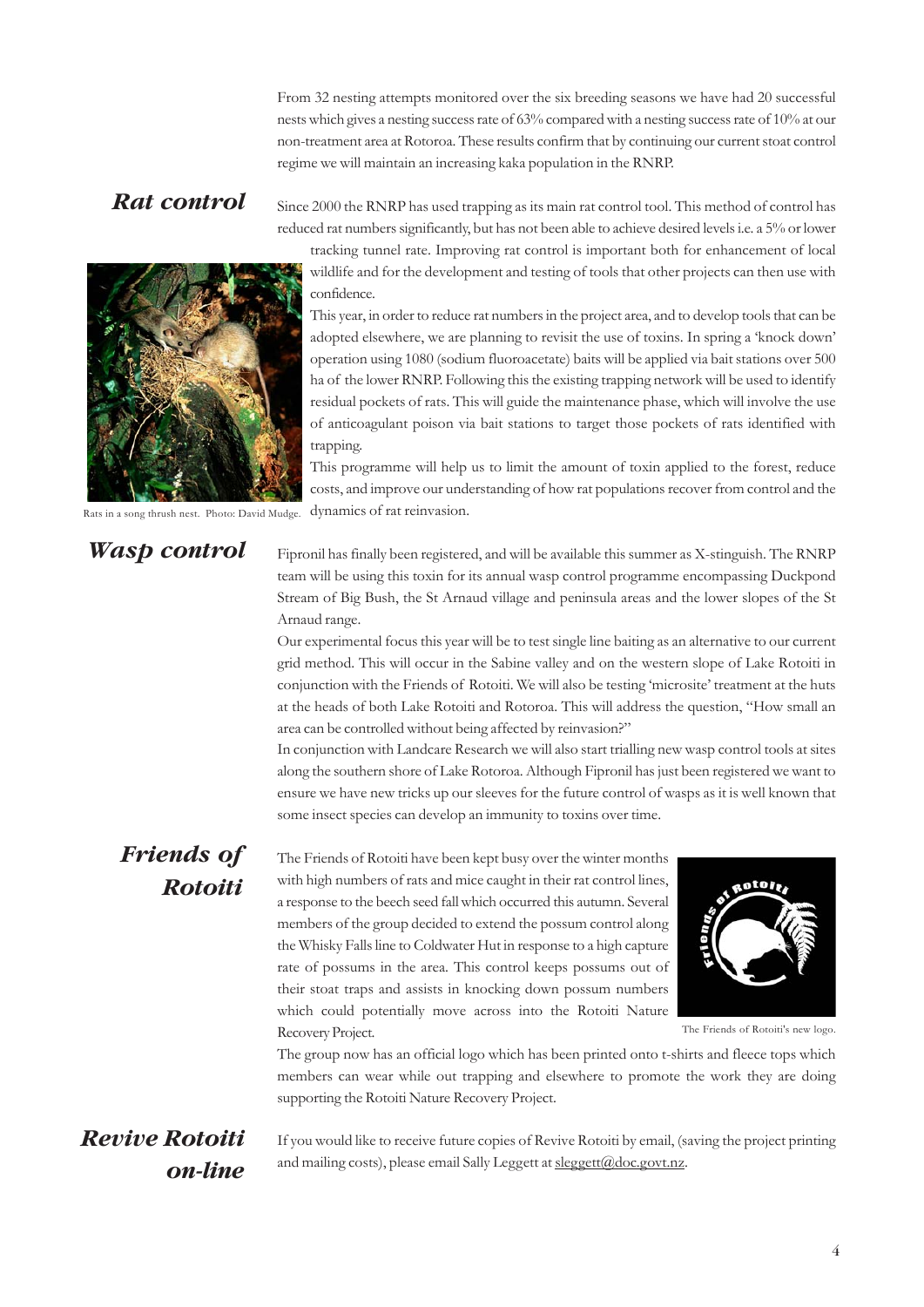From 32 nesting attempts monitored over the six breeding seasons we have had 20 successful nests which gives a nesting success rate of 63% compared with a nesting success rate of 10% at our non-treatment area at Rotoroa. These results confirm that by continuing our current stoat control regime we will maintain an increasing kaka population in the RNRP.

## Rat control

Since 2000 the RNRP has used trapping as its main rat control tool. This method of control has reduced rat numbers significantly, but has not been able to achieve desired levels i.e. a 5% or lower tracking tunnel rate. Improving rat control is important both for enhancement of local wildlife and for the development and testing of tools that other projects can then use with confidence.

This year, in order to reduce rat numbers in the project area, and to develop tools that can be adopted elsewhere, we are planning to revisit the use of toxins. In spring a 'knock down' operation using 1080 (sodium fluoroacetate) baits will be applied via bait stations over 500 ha of the lower RNRP. Following this the existing trapping network will be used to identify residual pockets of rats. This will guide the maintenance phase, which will involve the use of anticoagulant poison via bait stations to target those pockets of rats identified with trapping.

This programme will help us to limit the amount of toxin applied to the forest, reduce costs, and improve our understanding of how rat populations recover from control and the dynamics of rat reinvasion.

Rats in a song thrush nest. Photo: David Mudge.

## Wasp control

Fipronil has finally been registered, and will be available this summer as X-stinguish. The RNRP team will be using this toxin for its annual wasp control programme encompassing Duckpond Stream of Big Bush, the St Arnaud village and peninsula areas and the lower slopes of the St Arnaud range.

Our experimental focus this year will be to test single line baiting as an alternative to our current grid method. This will occur in the Sabine valley and on the western slope of Lake Rotoiti in conjunction with the Friends of Rotoiti. We will also be testing 'microsite' treatment at the huts at the heads of both Lake Rotoiti and Rotoroa. This will address the question, "How small an area can be controlled without being affected by reinvasion?"

In conjunction with Landcare Research we will also start trialling new wasp control tools at sites along the southern shore of Lake Rotoroa. Although Fipronil has just been registered we want to ensure we have new tricks up our sleeves for the future control of wasps as it is well known that some insect species can develop an immunity to toxins over time.

## Friends of Rotoiti

The Friends of Rotoiti have been kept busy over the winter months with high numbers of rats and mice caught in their rat control lines, a response to the beech seed fall which occurred this autumn. Several members of the group decided to extend the possum control along the Whisky Falls line to Coldwater Hut in response to a high capture rate of possums in the area. This control keeps possums out of their stoat traps and assists in knocking down possum numbers which could potentially move across into the Rotoiti Nature Recovery Project.

The Friends of Rotoiti's new logo.

The group now has an official logo which has been printed onto t-shirts and fleece tops which members can wear while out trapping and elsewhere to promote the work they are doing supporting the Rotoiti Nature Recovery Project.

## Revive Rotoiti on-line

If you would like to receive future copies of Revive Rotoiti by email, (saving the project printing and mailing costs), please email Sally Leggett at sleggett@doc.govt.nz.